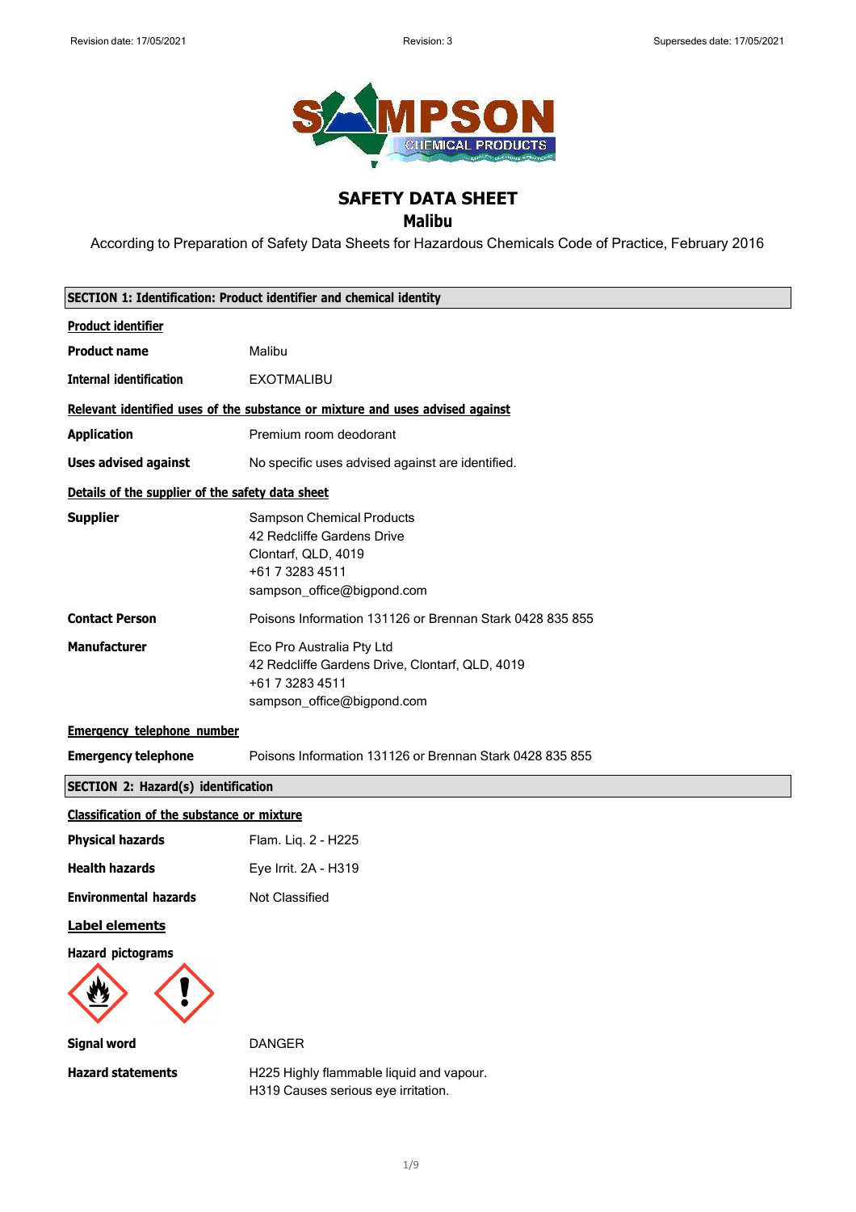# SAFETY DATA SHEET

## Malibu

According to Preparation of Safety Data Sheets for Hazardous Chemicals Code of Practice, February 2016

### SECTION 1: Identification: Product identifier and chemical identity

**Product identifier**

| | |
|---|---|
| **Product name** | Malibu |
| **Internal identification** | EXOTMALIBU |

**Relevant identified uses of the substance or mixture and uses advised against**

| | |
|---|---|
| **Application** | Premium room deodorant |
| **Uses advised against** | No specific uses advised against are identified. |

**Details of the supplier of the safety data sheet**

| | |
|---|---|
| **Supplier** | Sampson Chemical Products<br>42 Redcliffe Gardens Drive<br>Clontarf, QLD, 4019<br>+61 7 3283 4511<br>sampson_office@bigpond.com |
| **Contact Person** | Poisons Information 131126 or Brennan Stark 0428 835 855 |
| **Manufacturer** | Eco Pro Australia Pty Ltd<br>42 Redcliffe Gardens Drive, Clontarf, QLD, 4019<br>+61 7 3283 4511<br>sampson_office@bigpond.com |

**Emergency telephone number**

| | |
|---|---|
| **Emergency telephone** | Poisons Information 131126 or Brennan Stark 0428 835 855 |

### SECTION 2: Hazard(s) identification

**Classification of the substance or mixture**

| | |
|---|---|
| **Physical hazards** | Flam. Liq. 2 - H225 |
| **Health hazards** | Eye Irrit. 2A - H319 |
| **Environmental hazards** | Not Classified |

**Label elements**

**Hazard pictograms**

| | |
|---|---|
| **Signal word** | DANGER |
| **Hazard statements** | H225 Highly flammable liquid and vapour.<br>H319 Causes serious eye irritation. |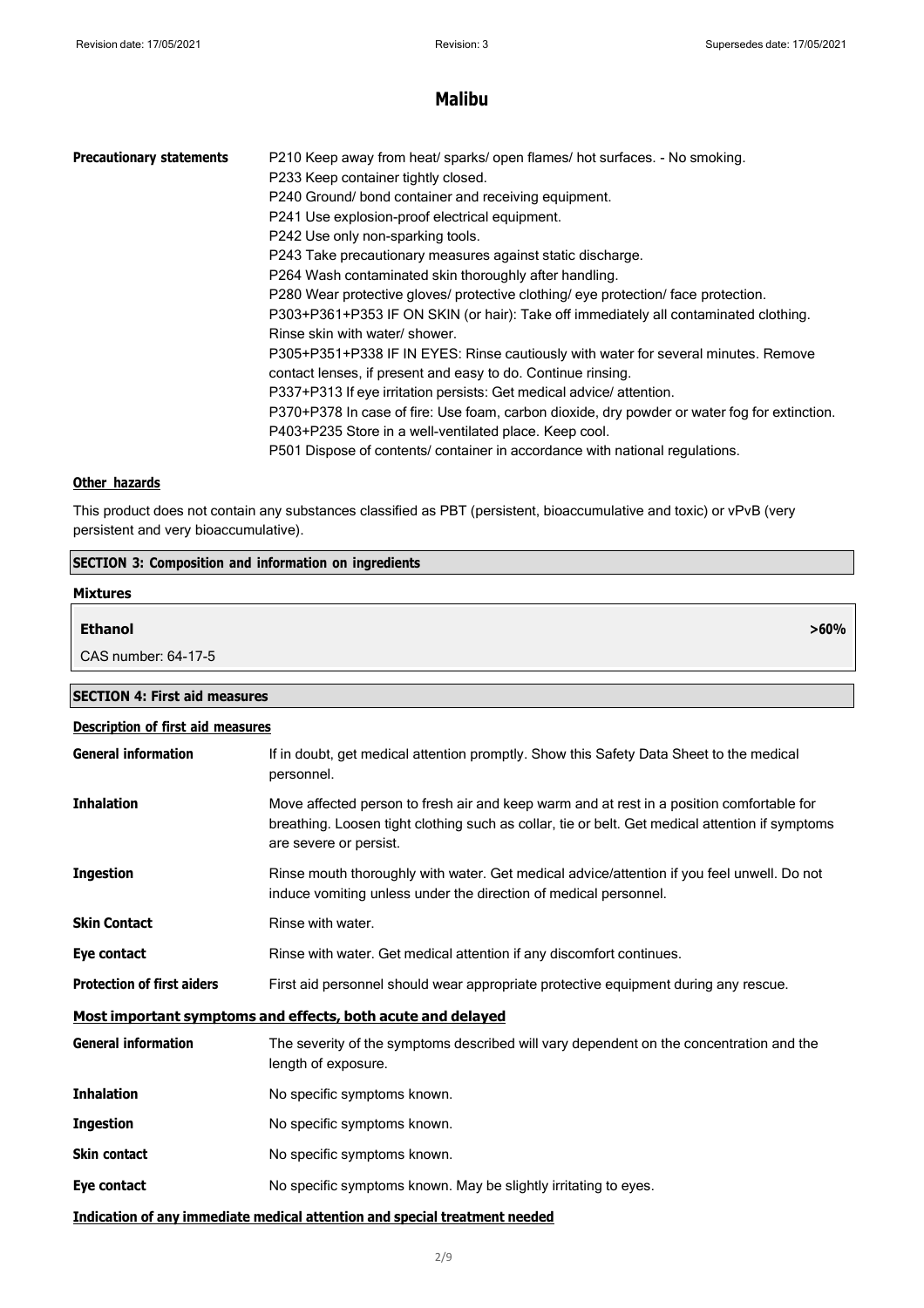| | |
|---|---|
| **Precautionary statements** | P210 Keep away from heat/ sparks/ open flames/ hot surfaces. - No smoking.<br>P233 Keep container tightly closed.<br>P240 Ground/ bond container and receiving equipment.<br>P241 Use explosion-proof electrical equipment.<br>P242 Use only non-sparking tools.<br>P243 Take precautionary measures against static discharge.<br>P264 Wash contaminated skin thoroughly after handling.<br>P280 Wear protective gloves/ protective clothing/ eye protection/ face protection.<br>P303+P361+P353 IF ON SKIN (or hair): Take off immediately all contaminated clothing. Rinse skin with water/ shower.<br>P305+P351+P338 IF IN EYES: Rinse cautiously with water for several minutes. Remove contact lenses, if present and easy to do. Continue rinsing.<br>P337+P313 If eye irritation persists: Get medical advice/ attention.<br>P370+P378 In case of fire: Use foam, carbon dioxide, dry powder or water fog for extinction.<br>P403+P235 Store in a well-ventilated place. Keep cool.<br>P501 Dispose of contents/ container in accordance with national regulations. |

### Other hazards

This product does not contain any substances classified as PBT (persistent, bioaccumulative and toxic) or vPvB (very persistent and very bioaccumulative).

## SECTION 3: Composition and information on ingredients

### Mixtures

| | |
|---|---|
| **Ethanol** | **>60%** |
| CAS number: 64-17-5 | |

## SECTION 4: First aid measures

### Description of first aid measures

| | |
|---|---|
| **General information** | If in doubt, get medical attention promptly. Show this Safety Data Sheet to the medical personnel. |
| **Inhalation** | Move affected person to fresh air and keep warm and at rest in a position comfortable for breathing. Loosen tight clothing such as collar, tie or belt. Get medical attention if symptoms are severe or persist. |
| **Ingestion** | Rinse mouth thoroughly with water. Get medical advice/attention if you feel unwell. Do not induce vomiting unless under the direction of medical personnel. |
| **Skin Contact** | Rinse with water. |
| **Eye contact** | Rinse with water. Get medical attention if any discomfort continues. |
| **Protection of first aiders** | First aid personnel should wear appropriate protective equipment during any rescue. |

### Most important symptoms and effects, both acute and delayed

| | |
|---|---|
| **General information** | The severity of the symptoms described will vary dependent on the concentration and the length of exposure. |
| **Inhalation** | No specific symptoms known. |
| **Ingestion** | No specific symptoms known. |
| **Skin contact** | No specific symptoms known. |
| **Eye contact** | No specific symptoms known. May be slightly irritating to eyes. |

### Indication of any immediate medical attention and special treatment needed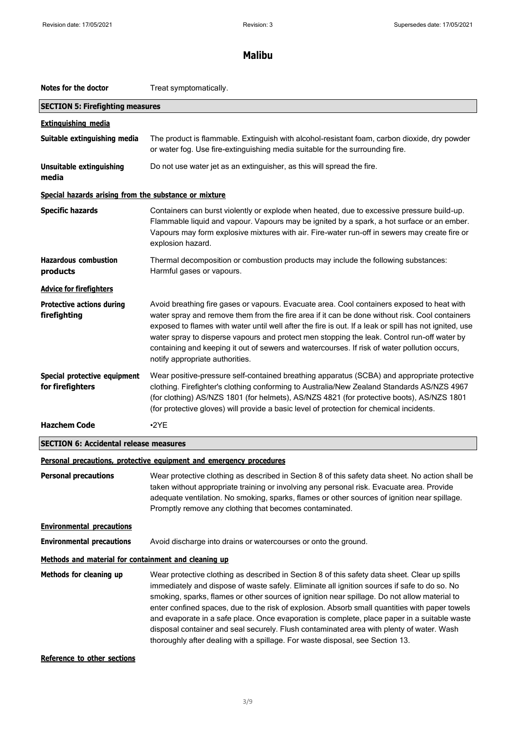**Notes for the doctor** Treat symptomatically.

## SECTION 5: Firefighting measures

### Extinguishing media

**Suitable extinguishing media** The product is flammable. Extinguish with alcohol-resistant foam, carbon dioxide, dry powder or water fog. Use fire-extinguishing media suitable for the surrounding fire.

**Unsuitable extinguishing media** Do not use water jet as an extinguisher, as this will spread the fire.

### Special hazards arising from the substance or mixture

**Specific hazards** Containers can burst violently or explode when heated, due to excessive pressure build-up. Flammable liquid and vapour. Vapours may be ignited by a spark, a hot surface or an ember. Vapours may form explosive mixtures with air. Fire-water run-off in sewers may create fire or explosion hazard.

**Hazardous combustion products** Thermal decomposition or combustion products may include the following substances: Harmful gases or vapours.

### Advice for firefighters

**Protective actions during firefighting** Avoid breathing fire gases or vapours. Evacuate area. Cool containers exposed to heat with water spray and remove them from the fire area if it can be done without risk. Cool containers exposed to flames with water until well after the fire is out. If a leak or spill has not ignited, use water spray to disperse vapours and protect men stopping the leak. Control run-off water by containing and keeping it out of sewers and watercourses. If risk of water pollution occurs, notify appropriate authorities.

**Special protective equipment for firefighters** Wear positive-pressure self-contained breathing apparatus (SCBA) and appropriate protective clothing. Firefighter's clothing conforming to Australia/New Zealand Standards AS/NZS 4967 (for clothing) AS/NZS 1801 (for helmets), AS/NZS 4821 (for protective boots), AS/NZS 1801 (for protective gloves) will provide a basic level of protection for chemical incidents.

**Hazchem Code** •2YE

## SECTION 6: Accidental release measures

### Personal precautions, protective equipment and emergency procedures

**Personal precautions** Wear protective clothing as described in Section 8 of this safety data sheet. No action shall be taken without appropriate training or involving any personal risk. Evacuate area. Provide adequate ventilation. No smoking, sparks, flames or other sources of ignition near spillage. Promptly remove any clothing that becomes contaminated.

### Environmental precautions

**Environmental precautions** Avoid discharge into drains or watercourses or onto the ground.

### Methods and material for containment and cleaning up

**Methods for cleaning up** Wear protective clothing as described in Section 8 of this safety data sheet. Clear up spills immediately and dispose of waste safely. Eliminate all ignition sources if safe to do so. No smoking, sparks, flames or other sources of ignition near spillage. Do not allow material to enter confined spaces, due to the risk of explosion. Absorb small quantities with paper towels and evaporate in a safe place. Once evaporation is complete, place paper in a suitable waste disposal container and seal securely. Flush contaminated area with plenty of water. Wash thoroughly after dealing with a spillage. For waste disposal, see Section 13.

### Reference to other sections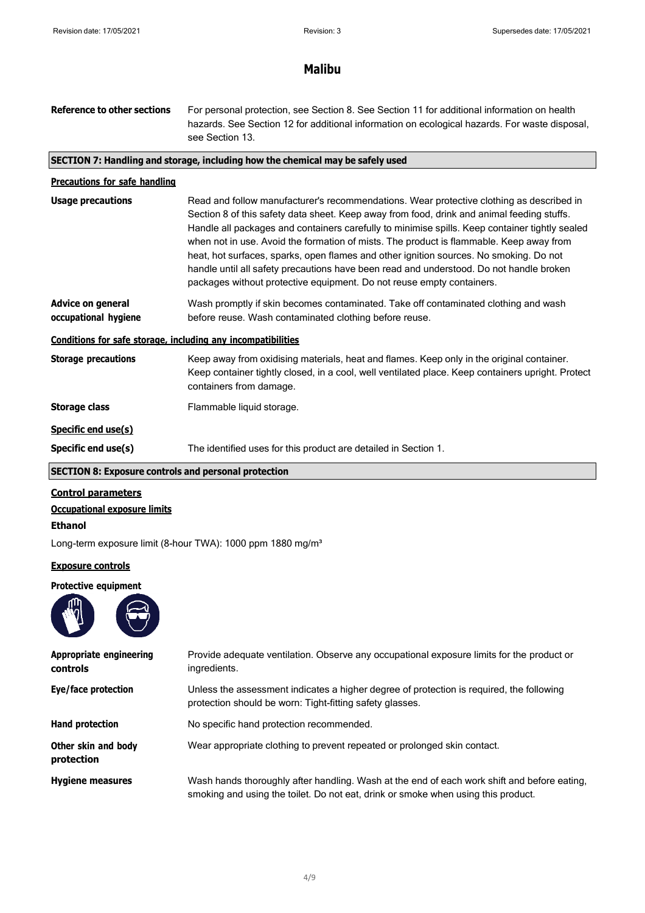# Malibu

**Reference to other sections** For personal protection, see Section 8. See Section 11 for additional information on health hazards. See Section 12 for additional information on ecological hazards. For waste disposal, see Section 13.

## SECTION 7: Handling and storage, including how the chemical may be safely used

### Precautions for safe handling

**Usage precautions** Read and follow manufacturer's recommendations. Wear protective clothing as described in Section 8 of this safety data sheet. Keep away from food, drink and animal feeding stuffs. Handle all packages and containers carefully to minimise spills. Keep container tightly sealed when not in use. Avoid the formation of mists. The product is flammable. Keep away from heat, hot surfaces, sparks, open flames and other ignition sources. No smoking. Do not handle until all safety precautions have been read and understood. Do not handle broken packages without protective equipment. Do not reuse empty containers.

**Advice on general occupational hygiene** Wash promptly if skin becomes contaminated. Take off contaminated clothing and wash before reuse. Wash contaminated clothing before reuse.

### Conditions for safe storage, including any incompatibilities

**Storage precautions** Keep away from oxidising materials, heat and flames. Keep only in the original container. Keep container tightly closed, in a cool, well ventilated place. Keep containers upright. Protect containers from damage.

**Storage class** Flammable liquid storage.

### Specific end use(s)

**Specific end use(s)** The identified uses for this product are detailed in Section 1.

## SECTION 8: Exposure controls and personal protection

### Control parameters

### Occupational exposure limits

**Ethanol**

Long-term exposure limit (8-hour TWA): 1000 ppm 1880 mg/m³

### Exposure controls

**Protective equipment**

**Appropriate engineering controls** Provide adequate ventilation. Observe any occupational exposure limits for the product or ingredients.

**Eye/face protection** Unless the assessment indicates a higher degree of protection is required, the following protection should be worn: Tight-fitting safety glasses.

**Hand protection** No specific hand protection recommended.

**Other skin and body protection** Wear appropriate clothing to prevent repeated or prolonged skin contact.

**Hygiene measures** Wash hands thoroughly after handling. Wash at the end of each work shift and before eating, smoking and using the toilet. Do not eat, drink or smoke when using this product.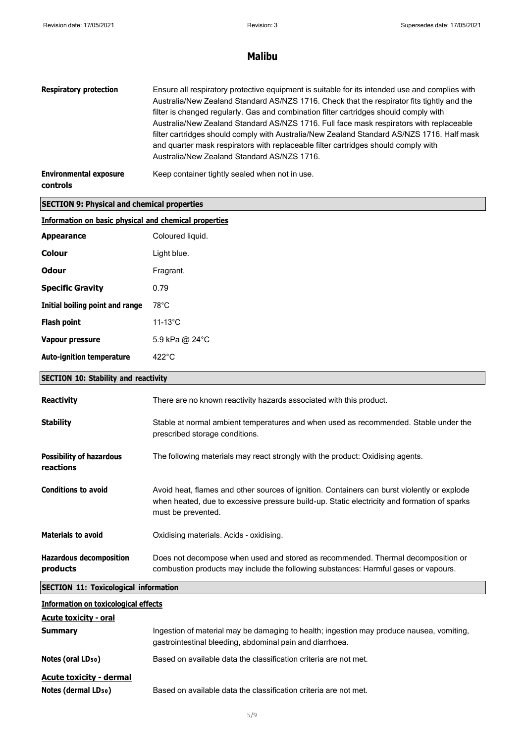| | |
|---|---|
| **Respiratory protection** | Ensure all respiratory protective equipment is suitable for its intended use and complies with Australia/New Zealand Standard AS/NZS 1716. Check that the respirator fits tightly and the filter is changed regularly. Gas and combination filter cartridges should comply with Australia/New Zealand Standard AS/NZS 1716. Full face mask respirators with replaceable filter cartridges should comply with Australia/New Zealand Standard AS/NZS 1716. Half mask and quarter mask respirators with replaceable filter cartridges should comply with Australia/New Zealand Standard AS/NZS 1716. |
| **Environmental exposure controls** | Keep container tightly sealed when not in use. |

## SECTION 9: Physical and chemical properties

### Information on basic physical and chemical properties

| | |
|---|---|
| **Appearance** | Coloured liquid. |
| **Colour** | Light blue. |
| **Odour** | Fragrant. |
| **Specific Gravity** | 0.79 |
| **Initial boiling point and range** | 78°C |
| **Flash point** | 11-13°C |
| **Vapour pressure** | 5.9 kPa @ 24°C |
| **Auto-ignition temperature** | 422°C |

## SECTION 10: Stability and reactivity

| | |
|---|---|
| **Reactivity** | There are no known reactivity hazards associated with this product. |
| **Stability** | Stable at normal ambient temperatures and when used as recommended. Stable under the prescribed storage conditions. |
| **Possibility of hazardous reactions** | The following materials may react strongly with the product: Oxidising agents. |
| **Conditions to avoid** | Avoid heat, flames and other sources of ignition. Containers can burst violently or explode when heated, due to excessive pressure build-up. Static electricity and formation of sparks must be prevented. |
| **Materials to avoid** | Oxidising materials. Acids - oxidising. |
| **Hazardous decomposition products** | Does not decompose when used and stored as recommended. Thermal decomposition or combustion products may include the following substances: Harmful gases or vapours. |

## SECTION 11: Toxicological information

### Information on toxicological effects

**Acute toxicity - oral**

| | |
|---|---|
| **Summary** | Ingestion of material may be damaging to health; ingestion may produce nausea, vomiting, gastrointestinal bleeding, abdominal pain and diarrhoea. |
| **Notes (oral $LD_{50}$)** | Based on available data the classification criteria are not met. |

**Acute toxicity - dermal**

| | |
|---|---|
| **Notes (dermal $LD_{50}$)** | Based on available data the classification criteria are not met. |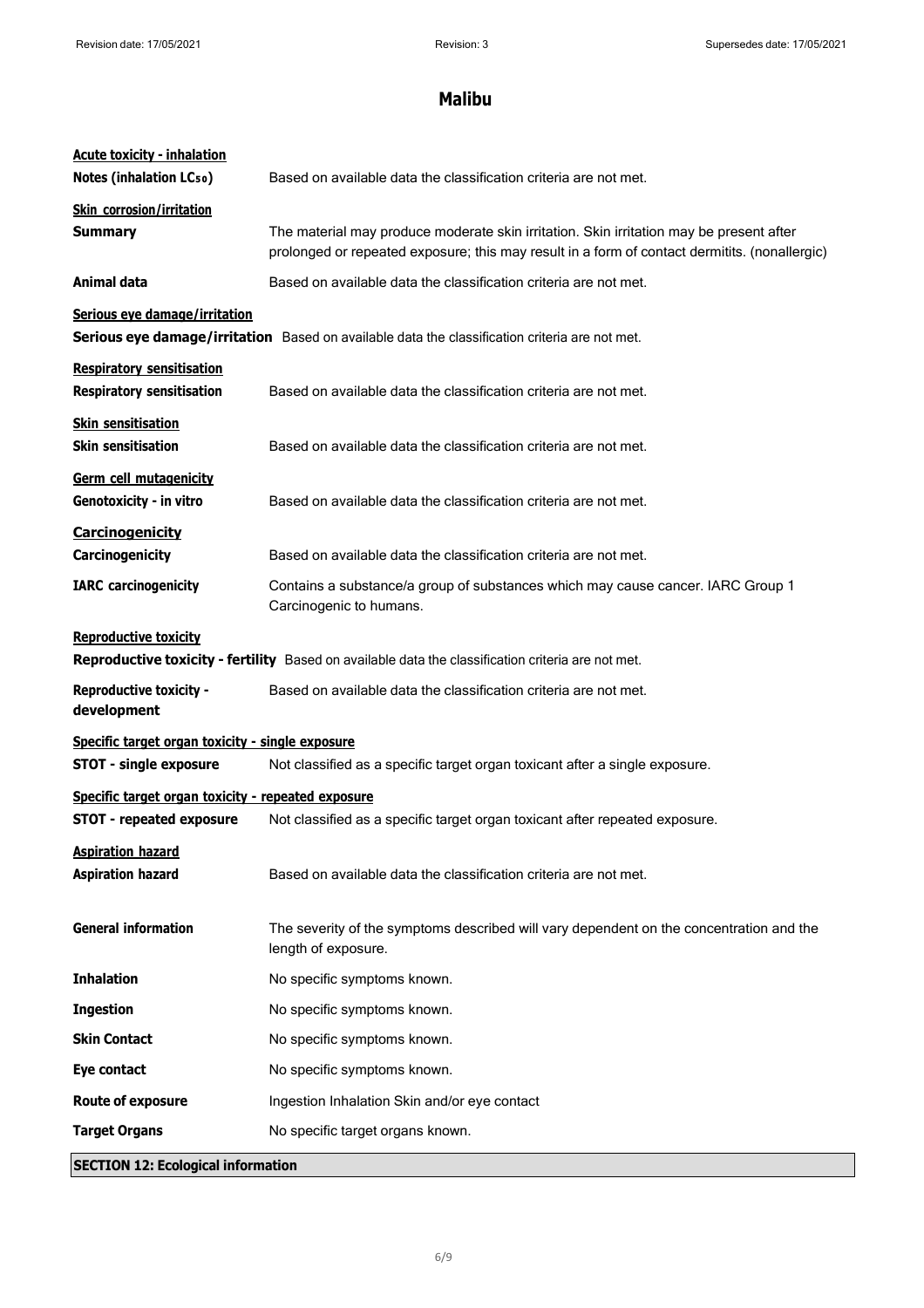**Acute toxicity - inhalation**

**Notes (inhalation $LC_{50}$)** Based on available data the classification criteria are not met.

**Skin corrosion/irritation**

**Summary** The material may produce moderate skin irritation. Skin irritation may be present after prolonged or repeated exposure; this may result in a form of contact dermitits. (nonallergic)

**Animal data** Based on available data the classification criteria are not met.

**Serious eye damage/irritation**

**Serious eye damage/irritation** Based on available data the classification criteria are not met.

**Respiratory sensitisation**

**Respiratory sensitisation** Based on available data the classification criteria are not met.

**Skin sensitisation**

**Skin sensitisation** Based on available data the classification criteria are not met.

**Germ cell mutagenicity**

**Genotoxicity - in vitro** Based on available data the classification criteria are not met.

**Carcinogenicity**

**Carcinogenicity** Based on available data the classification criteria are not met.

**IARC carcinogenicity** Contains a substance/a group of substances which may cause cancer. IARC Group 1 Carcinogenic to humans.

**Reproductive toxicity**

**Reproductive toxicity - fertility** Based on available data the classification criteria are not met.

**Reproductive toxicity - development** Based on available data the classification criteria are not met.

**Specific target organ toxicity - single exposure**

**STOT - single exposure** Not classified as a specific target organ toxicant after a single exposure.

**Specific target organ toxicity - repeated exposure**

**STOT - repeated exposure** Not classified as a specific target organ toxicant after repeated exposure.

**Aspiration hazard**

**Aspiration hazard** Based on available data the classification criteria are not met.

**General information** The severity of the symptoms described will vary dependent on the concentration and the length of exposure.

**Inhalation** No specific symptoms known.

**Ingestion** No specific symptoms known.

**Skin Contact** No specific symptoms known.

**Eye contact** No specific symptoms known.

**Route of exposure** Ingestion Inhalation Skin and/or eye contact

**Target Organs** No specific target organs known.

## SECTION 12: Ecological information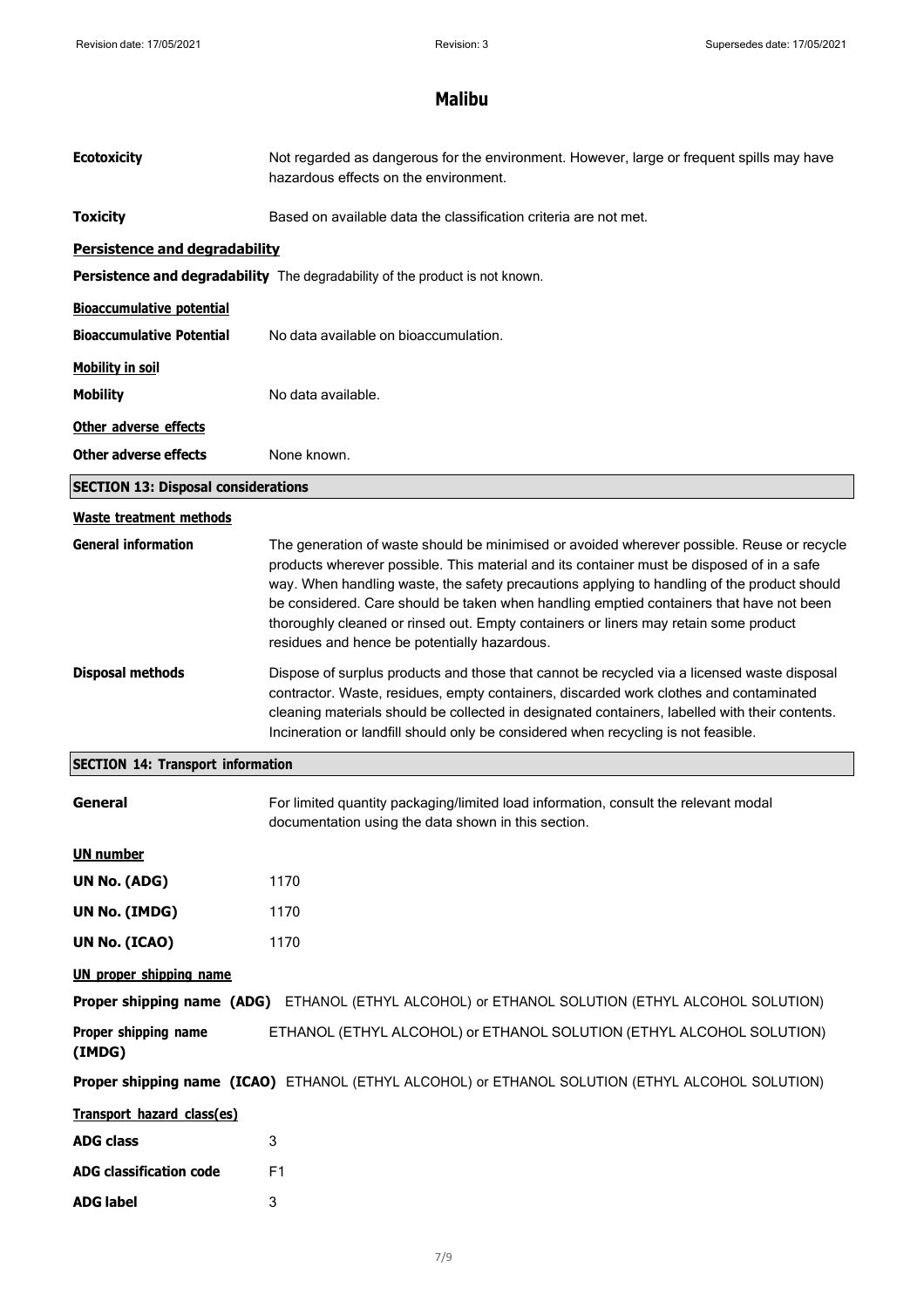# Malibu

**Ecotoxicity** Not regarded as dangerous for the environment. However, large or frequent spills may have hazardous effects on the environment.

**Toxicity** Based on available data the classification criteria are not met.

**Persistence and degradability**

**Persistence and degradability** The degradability of the product is not known.

**Bioaccumulative potential**

**Bioaccumulative Potential** No data available on bioaccumulation.

**Mobility in soil**

**Mobility** No data available.

**Other adverse effects**

**Other adverse effects** None known.

## SECTION 13: Disposal considerations

**Waste treatment methods**

**General information** The generation of waste should be minimised or avoided wherever possible. Reuse or recycle products wherever possible. This material and its container must be disposed of in a safe way. When handling waste, the safety precautions applying to handling of the product should be considered. Care should be taken when handling emptied containers that have not been thoroughly cleaned or rinsed out. Empty containers or liners may retain some product residues and hence be potentially hazardous.

**Disposal methods** Dispose of surplus products and those that cannot be recycled via a licensed waste disposal contractor. Waste, residues, empty containers, discarded work clothes and contaminated cleaning materials should be collected in designated containers, labelled with their contents. Incineration or landfill should only be considered when recycling is not feasible.

## SECTION 14: Transport information

**General** For limited quantity packaging/limited load information, consult the relevant modal documentation using the data shown in this section.

**UN number**

**UN No. (ADG)** 1170

**UN No. (IMDG)** 1170

**UN No. (ICAO)** 1170

**UN proper shipping name**

**Proper shipping name (ADG)** ETHANOL (ETHYL ALCOHOL) or ETHANOL SOLUTION (ETHYL ALCOHOL SOLUTION)

**Proper shipping name (IMDG)** ETHANOL (ETHYL ALCOHOL) or ETHANOL SOLUTION (ETHYL ALCOHOL SOLUTION)

**Proper shipping name (ICAO)** ETHANOL (ETHYL ALCOHOL) or ETHANOL SOLUTION (ETHYL ALCOHOL SOLUTION)

**Transport hazard class(es)**

**ADG class** 3

**ADG classification code** F1

**ADG label** 3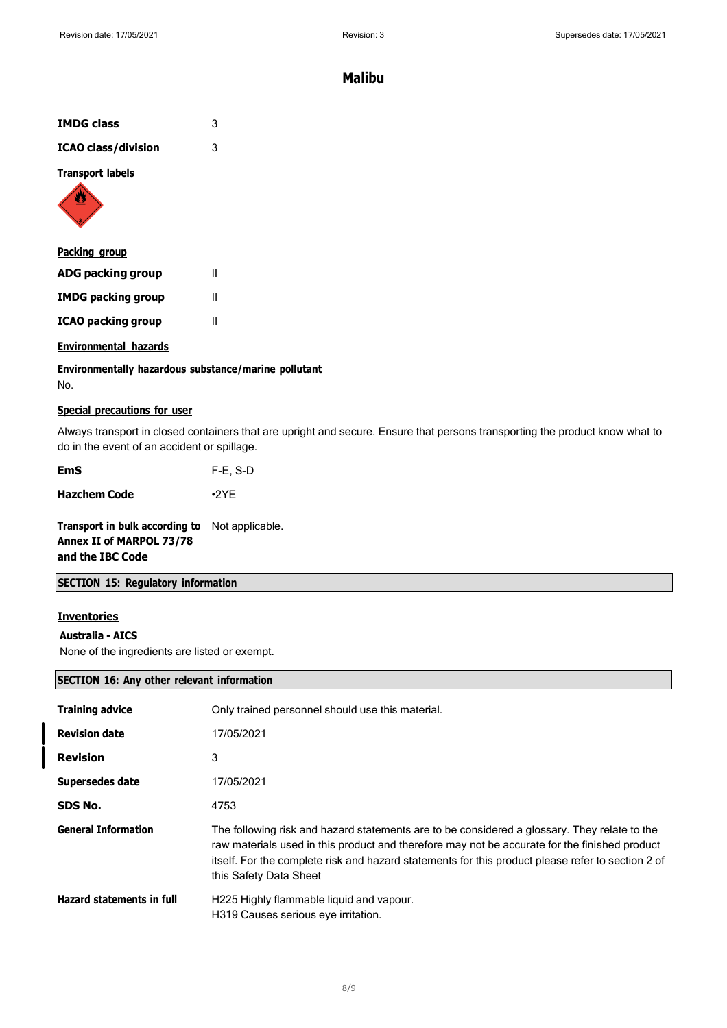| | |
|---|---|
| **IMDG class** | 3 |
| **ICAO class/division** | 3 |

**Transport labels**

**Packing group**

| | |
|---|---|
| **ADG packing group** | II |
| **IMDG packing group** | II |
| **ICAO packing group** | II |

**Environmental hazards**

**Environmentally hazardous substance/marine pollutant**

No.

**Special precautions for user**

Always transport in closed containers that are upright and secure. Ensure that persons transporting the product know what to do in the event of an accident or spillage.

| | |
|---|---|
| **EmS** | F-E, S-D |
| **Hazchem Code** | •2YE |
| **Transport in bulk according to Annex II of MARPOL 73/78 and the IBC Code** | Not applicable. |

## SECTION 15: Regulatory information

**Inventories**

**Australia - AICS**

None of the ingredients are listed or exempt.

## SECTION 16: Any other relevant information

| | |
|---|---|
| **Training advice** | Only trained personnel should use this material. |
| **Revision date** | 17/05/2021 |
| **Revision** | 3 |
| **Supersedes date** | 17/05/2021 |
| **SDS No.** | 4753 |
| **General Information** | The following risk and hazard statements are to be considered a glossary. They relate to the raw materials used in this product and therefore may not be accurate for the finished product itself. For the complete risk and hazard statements for this product please refer to section 2 of this Safety Data Sheet |
| **Hazard statements in full** | H225 Highly flammable liquid and vapour.<br>H319 Causes serious eye irritation. |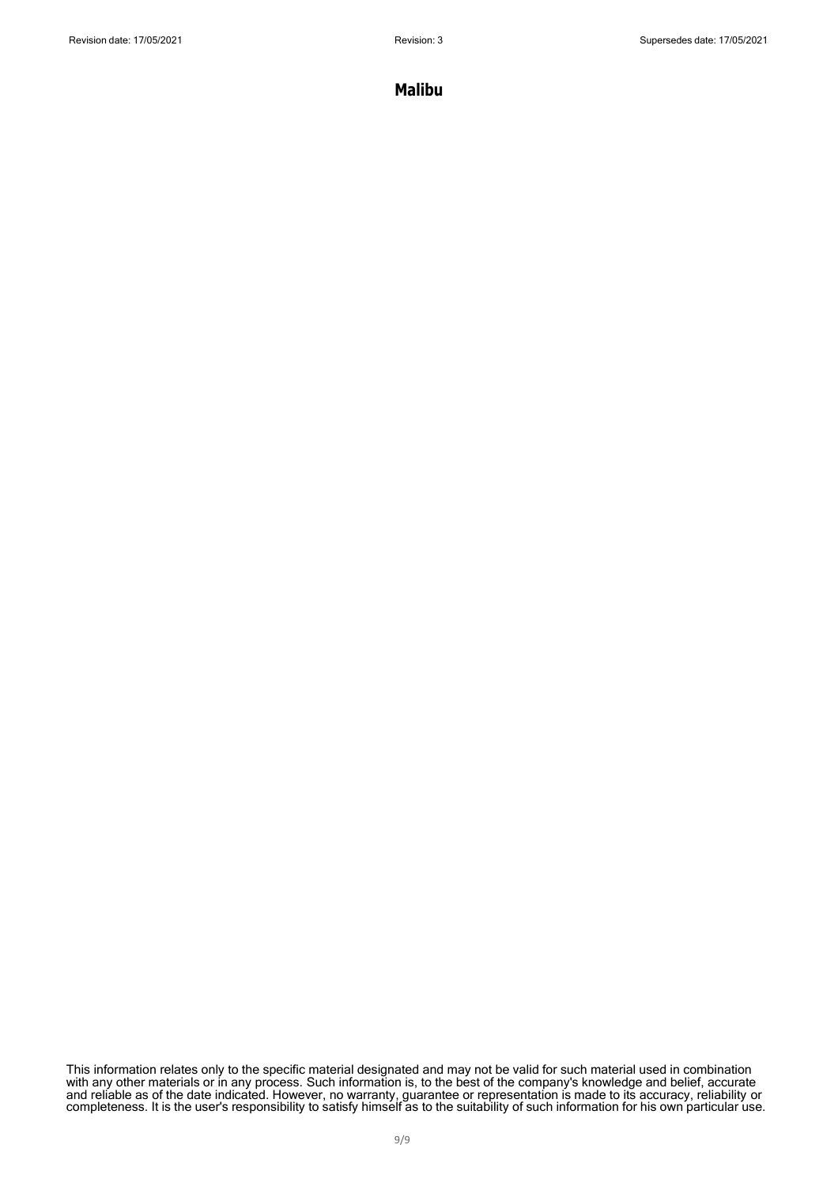This information relates only to the specific material designated and may not be valid for such material used in combination with any other materials or in any process. Such information is, to the best of the company's knowledge and belief, accurate and reliable as of the date indicated. However, no warranty, guarantee or representation is made to its accuracy, reliability or completeness. It is the user's responsibility to satisfy himself as to the suitability of such information for his own particular use.